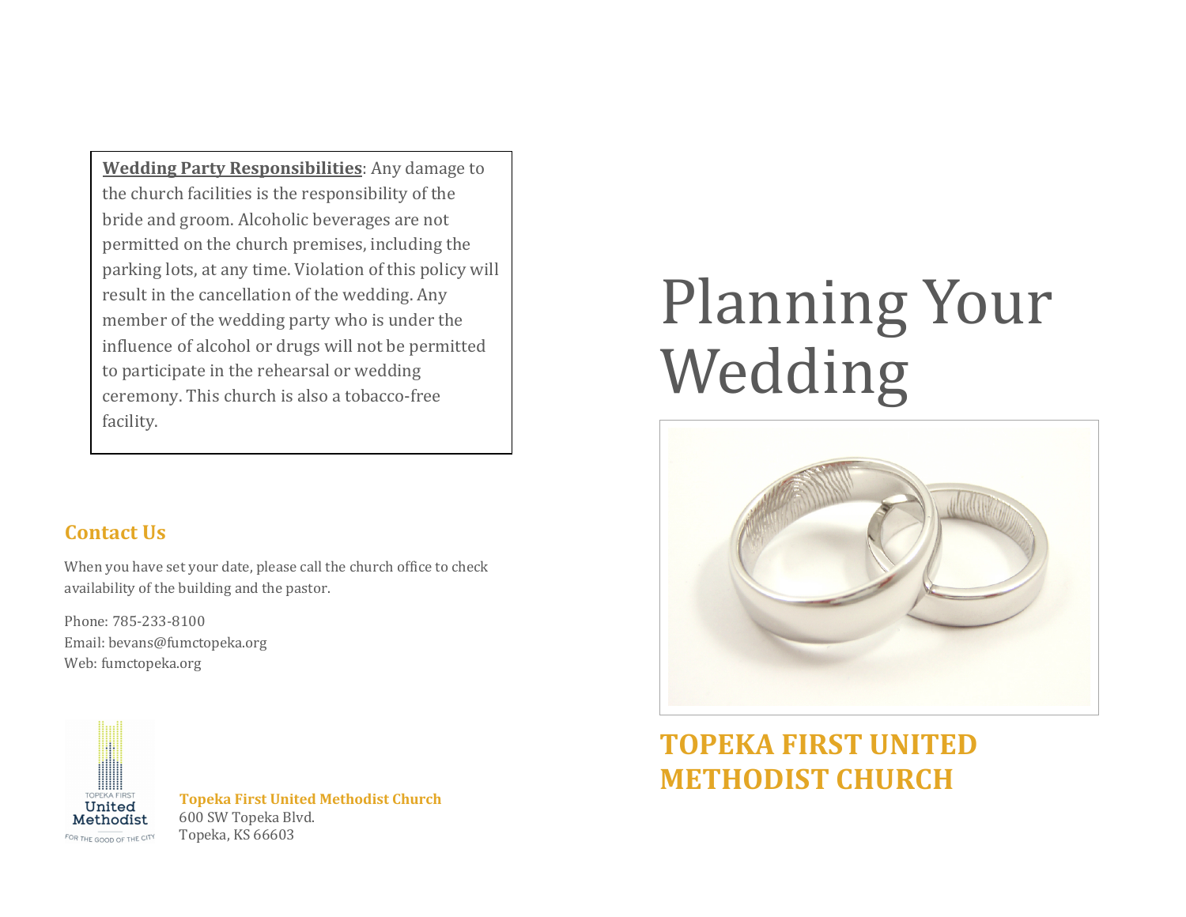**Wedding Party Responsibilities**: Any damage to the church facilities is the responsibility of the bride and groom. Alcoholic beverages are not permitted on the church premises, including the parking lots, at any time. Violation of this policy will result in the cancellation of the wedding. Any member of the wedding party who is under the influence of alcohol or drugs will not be permitted to participate in the rehearsal or wedding ceremony. This church is also a tobacco-free facility.

## Contact Us

When you have set your date, please call the church office to check availability of the building and the pastor.

Phone: 785-233-8100
Email: bevans@fumctopeka.org
Web: fumctopeka.org

TOPEKA FIRST
United
Methodist
FOR THE GOOD OF THE CITY

**Topeka First United Methodist Church**
600 SW Topeka Blvd.
Topeka, KS 66603

# Planning Your Wedding

## TOPEKA FIRST UNITED METHODIST CHURCH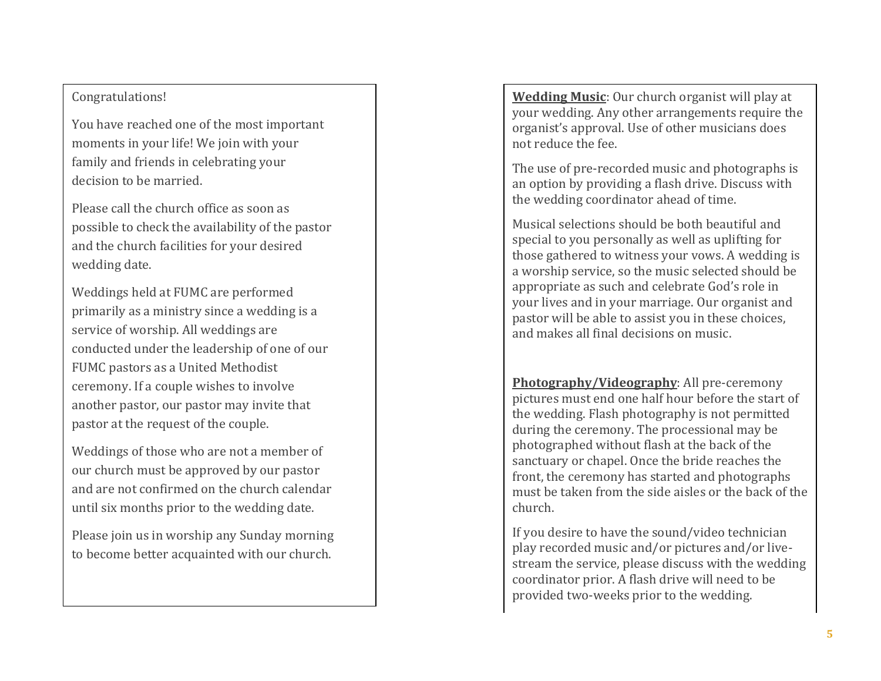Congratulations!

You have reached one of the most important moments in your life! We join with your family and friends in celebrating your decision to be married.

Please call the church office as soon as possible to check the availability of the pastor and the church facilities for your desired wedding date.

Weddings held at FUMC are performed primarily as a ministry since a wedding is a service of worship. All weddings are conducted under the leadership of one of our FUMC pastors as a United Methodist ceremony. If a couple wishes to involve another pastor, our pastor may invite that pastor at the request of the couple.

Weddings of those who are not a member of our church must be approved by our pastor and are not confirmed on the church calendar until six months prior to the wedding date.

Please join us in worship any Sunday morning to become better acquainted with our church.

**Wedding Music**: Our church organist will play at your wedding. Any other arrangements require the organist's approval. Use of other musicians does not reduce the fee.

The use of pre-recorded music and photographs is an option by providing a flash drive. Discuss with the wedding coordinator ahead of time.

Musical selections should be both beautiful and special to you personally as well as uplifting for those gathered to witness your vows. A wedding is a worship service, so the music selected should be appropriate as such and celebrate God's role in your lives and in your marriage. Our organist and pastor will be able to assist you in these choices, and makes all final decisions on music.

**Photography/Videography**: All pre-ceremony pictures must end one half hour before the start of the wedding. Flash photography is not permitted during the ceremony. The processional may be photographed without flash at the back of the sanctuary or chapel. Once the bride reaches the front, the ceremony has started and photographs must be taken from the side aisles or the back of the church.

If you desire to have the sound/video technician play recorded music and/or pictures and/or live-stream the service, please discuss with the wedding coordinator prior. A flash drive will need to be provided two-weeks prior to the wedding.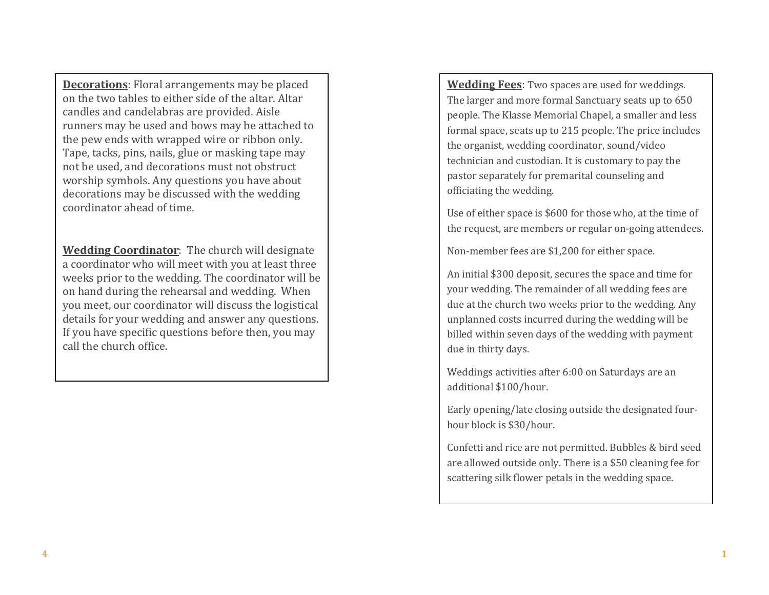**Decorations**: Floral arrangements may be placed on the two tables to either side of the altar. Altar candles and candelabras are provided. Aisle runners may be used and bows may be attached to the pew ends with wrapped wire or ribbon only. Tape, tacks, pins, nails, glue or masking tape may not be used, and decorations must not obstruct worship symbols. Any questions you have about decorations may be discussed with the wedding coordinator ahead of time.

**Wedding Coordinator**: The church will designate a coordinator who will meet with you at least three weeks prior to the wedding. The coordinator will be on hand during the rehearsal and wedding. When you meet, our coordinator will discuss the logistical details for your wedding and answer any questions. If you have specific questions before then, you may call the church office.

**Wedding Fees**: Two spaces are used for weddings. The larger and more formal Sanctuary seats up to 650 people. The Klasse Memorial Chapel, a smaller and less formal space, seats up to 215 people. The price includes the organist, wedding coordinator, sound/video technician and custodian. It is customary to pay the pastor separately for premarital counseling and officiating the wedding.

Use of either space is $600 for those who, at the time of the request, are members or regular on-going attendees.

Non-member fees are $1,200 for either space.

An initial $300 deposit, secures the space and time for your wedding. The remainder of all wedding fees are due at the church two weeks prior to the wedding. Any unplanned costs incurred during the wedding will be billed within seven days of the wedding with payment due in thirty days.

Weddings activities after 6:00 on Saturdays are an additional $100/hour.

Early opening/late closing outside the designated four-hour block is $30/hour.

Confetti and rice are not permitted. Bubbles & bird seed are allowed outside only. There is a $50 cleaning fee for scattering silk flower petals in the wedding space.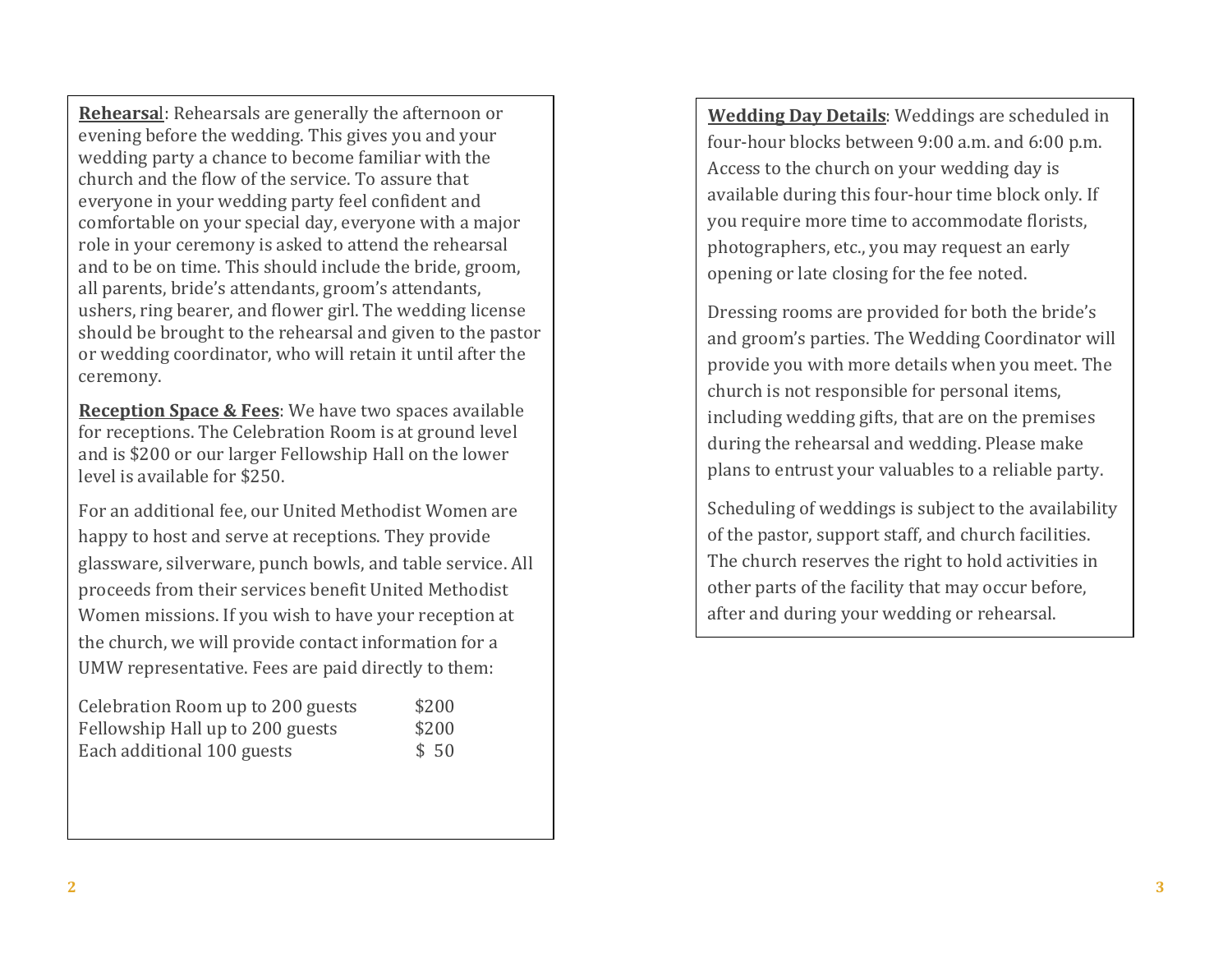**Rehearsal**: Rehearsals are generally the afternoon or evening before the wedding. This gives you and your wedding party a chance to become familiar with the church and the flow of the service. To assure that everyone in your wedding party feel confident and comfortable on your special day, everyone with a major role in your ceremony is asked to attend the rehearsal and to be on time. This should include the bride, groom, all parents, bride's attendants, groom's attendants, ushers, ring bearer, and flower girl. The wedding license should be brought to the rehearsal and given to the pastor or wedding coordinator, who will retain it until after the ceremony.

**Reception Space & Fees**: We have two spaces available for receptions. The Celebration Room is at ground level and is $200 or our larger Fellowship Hall on the lower level is available for $250.

For an additional fee, our United Methodist Women are happy to host and serve at receptions. They provide glassware, silverware, punch bowls, and table service. All proceeds from their services benefit United Methodist Women missions. If you wish to have your reception at the church, we will provide contact information for a UMW representative. Fees are paid directly to them:

| | |
|---|---|
| Celebration Room up to 200 guests | $200 |
| Fellowship Hall up to 200 guests | $200 |
| Each additional 100 guests | $ 50 |

**Wedding Day Details**: Weddings are scheduled in four-hour blocks between 9:00 a.m. and 6:00 p.m. Access to the church on your wedding day is available during this four-hour time block only. If you require more time to accommodate florists, photographers, etc., you may request an early opening or late closing for the fee noted.

Dressing rooms are provided for both the bride's and groom's parties. The Wedding Coordinator will provide you with more details when you meet. The church is not responsible for personal items, including wedding gifts, that are on the premises during the rehearsal and wedding. Please make plans to entrust your valuables to a reliable party.

Scheduling of weddings is subject to the availability of the pastor, support staff, and church facilities. The church reserves the right to hold activities in other parts of the facility that may occur before, after and during your wedding or rehearsal.